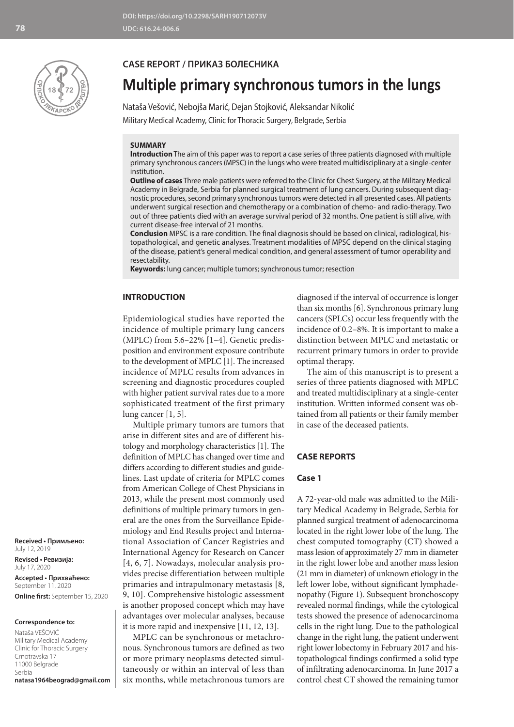DOI: https://doi.org/10.2298/SARH190712073V
UDC: 616.24-006.6

CASE REPORT / ПРИКАЗ БОЛЕСНИКА

# Multiple primary synchronous tumors in the lungs

Nataša Vešović, Nebojša Marić, Dejan Stojković, Aleksandar Nikolić

Military Medical Academy, Clinic for Thoracic Surgery, Belgrade, Serbia

## SUMMARY

**Introduction** The aim of this paper was to report a case series of three patients diagnosed with multiple primary synchronous cancers (MPSC) in the lungs who were treated multidisciplinary at a single-center institution.

**Outline of cases** Three male patients were referred to the Clinic for Chest Surgery, at the Military Medical Academy in Belgrade, Serbia for planned surgical treatment of lung cancers. During subsequent diagnostic procedures, second primary synchronous tumors were detected in all presented cases. All patients underwent surgical resection and chemotherapy or a combination of chemo- and radio-therapy. Two out of three patients died with an average survival period of 32 months. One patient is still alive, with current disease-free interval of 21 months.

**Conclusion** MPSC is a rare condition. The final diagnosis should be based on clinical, radiological, histopathological, and genetic analyses. Treatment modalities of MPSC depend on the clinical staging of the disease, patient's general medical condition, and general assessment of tumor operability and resectability.

**Keywords:** lung cancer; multiple tumors; synchronous tumor; resection

## INTRODUCTION

Epidemiological studies have reported the incidence of multiple primary lung cancers (MPLC) from 5.6–22% [1–4]. Genetic predisposition and environment exposure contribute to the development of MPLC [1]. The increased incidence of MPLC results from advances in screening and diagnostic procedures coupled with higher patient survival rates due to a more sophisticated treatment of the first primary lung cancer [1, 5].

Multiple primary tumors are tumors that arise in different sites and are of different histology and morphology characteristics [1]. The definition of MPLC has changed over time and differs according to different studies and guidelines. Last update of criteria for MPLC comes from American College of Chest Physicians in 2013, while the present most commonly used definitions of multiple primary tumors in general are the ones from the Surveillance Epidemiology and End Results project and International Association of Cancer Registries and International Agency for Research on Cancer [4, 6, 7]. Nowadays, molecular analysis provides precise differentiation between multiple primaries and intrapulmonary metastasis [8, 9, 10]. Comprehensive histologic assessment is another proposed concept which may have advantages over molecular analyses, because it is more rapid and inexpensive [11, 12, 13].

MPLC can be synchronous or metachronous. Synchronous tumors are defined as two or more primary neoplasms detected simultaneously or within an interval of less than six months, while metachronous tumors are diagnosed if the interval of occurrence is longer than six months [6]. Synchronous primary lung cancers (SPLCs) occur less frequently with the incidence of 0.2–8%. It is important to make a distinction between MPLC and metastatic or recurrent primary tumors in order to provide optimal therapy.

The aim of this manuscript is to present a series of three patients diagnosed with MPLC and treated multidisciplinary at a single-center institution. Written informed consent was obtained from all patients or their family member in case of the deceased patients.

## CASE REPORTS

### Case 1

A 72-year-old male was admitted to the Military Medical Academy in Belgrade, Serbia for planned surgical treatment of adenocarcinoma located in the right lower lobe of the lung. The chest computed tomography (CT) showed a mass lesion of approximately 27 mm in diameter in the right lower lobe and another mass lesion (21 mm in diameter) of unknown etiology in the left lower lobe, without significant lymphadenopathy (Figure 1). Subsequent bronchoscopy revealed normal findings, while the cytological tests showed the presence of adenocarcinoma cells in the right lung. Due to the pathological change in the right lung, the patient underwent right lower lobectomy in February 2017 and histopathological findings confirmed a solid type of infiltrating adenocarcinoma. In June 2017 a control chest CT showed the remaining tumor

**Received • Примљено:** July 12, 2019

**Revised • Ревизија:** July 17, 2020

**Accepted • Прихваћено:** September 11, 2020

**Online first:** September 15, 2020

**Correspondence to:**

Nataša VEŠOVIĆ
Military Medical Academy
Clinic for Thoracic Surgery
Crnotravska 17
11000 Belgrade
Serbia
**natasa1964beograd@gmail.com**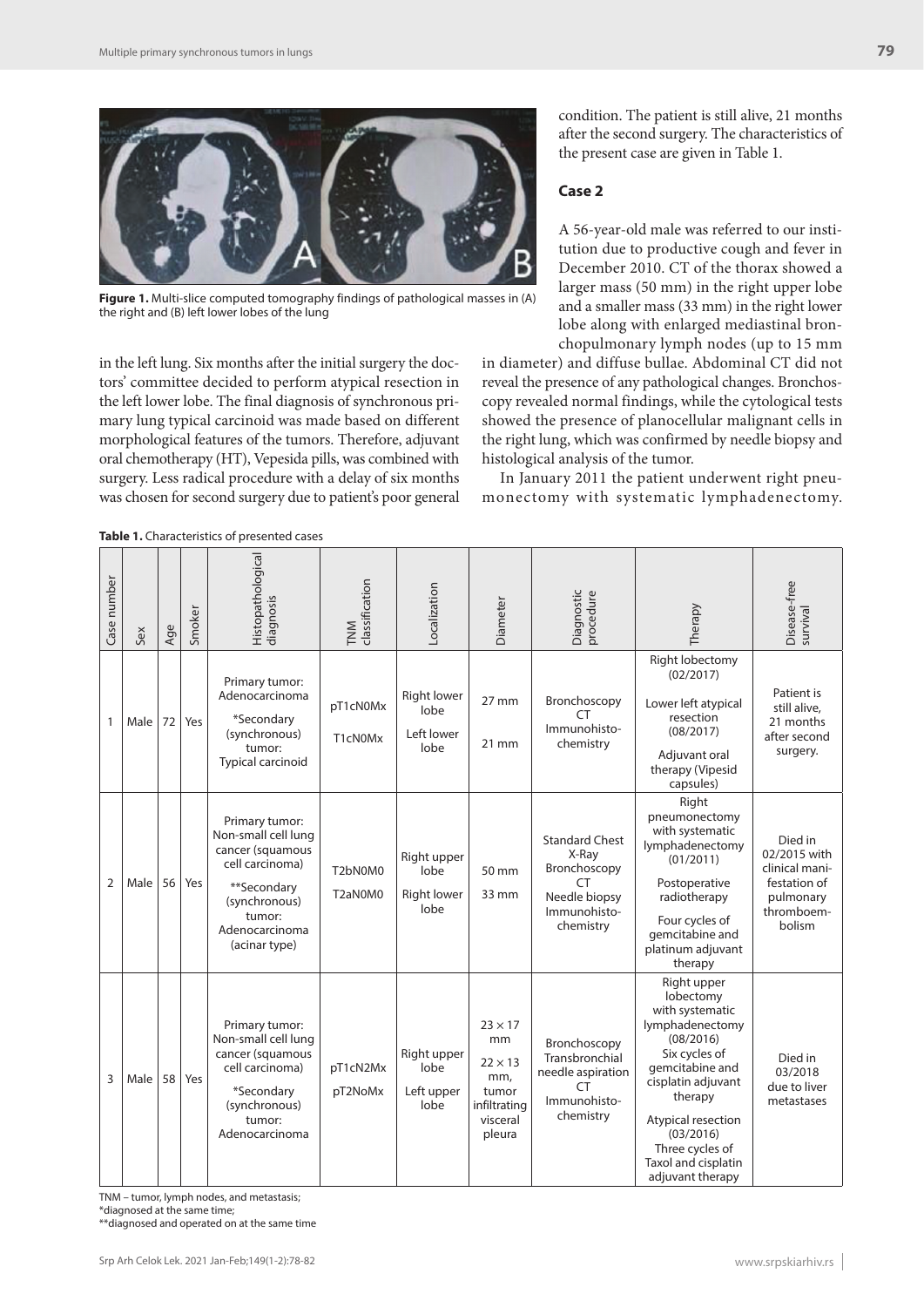**Figure 1.** Multi-slice computed tomography findings of pathological masses in (A) the right and (B) left lower lobes of the lung

in the left lung. Six months after the initial surgery the doctors' committee decided to perform atypical resection in the left lower lobe. The final diagnosis of synchronous primary lung typical carcinoid was made based on different morphological features of the tumors. Therefore, adjuvant oral chemotherapy (HT), Vepesida pills, was combined with surgery. Less radical procedure with a delay of six months was chosen for second surgery due to patient's poor general condition. The patient is still alive, 21 months after the second surgery. The characteristics of the present case are given in Table 1.

### Case 2

A 56-year-old male was referred to our institution due to productive cough and fever in December 2010. CT of the thorax showed a larger mass (50 mm) in the right upper lobe and a smaller mass (33 mm) in the right lower lobe along with enlarged mediastinal bronchopulmonary lymph nodes (up to 15 mm in diameter) and diffuse bullae. Abdominal CT did not reveal the presence of any pathological changes. Bronchoscopy revealed normal findings, while the cytological tests showed the presence of planocellular malignant cells in the right lung, which was confirmed by needle biopsy and histological analysis of the tumor.

In January 2011 the patient underwent right pneumonectomy with systematic lymphadenectomy.

**Table 1.** Characteristics of presented cases

| Case number | Sex | Age | Smoker | Histopathological diagnosis | TNM classification | Localization | Diameter | Diagnostic procedure | Therapy | Disease-free survival |
|---|---|---|---|---|---|---|---|---|---|---|
| 1 | Male | 72 | Yes | Primary tumor: Adenocarcinoma<br>*Secondary (synchronous) tumor: Typical carcinoid | pT1cN0Mx<br>T1cN0Mx | Right lower lobe<br>Left lower lobe | 27 mm<br>21 mm | Bronchoscopy CT Immunohisto-chemistry | Right lobectomy (02/2017)<br>Lower left atypical resection (08/2017)<br>Adjuvant oral therapy (Vipesid capsules) | Patient is still alive, 21 months after second surgery. |
| 2 | Male | 56 | Yes | Primary tumor: Non-small cell lung cancer (squamous cell carcinoma)<br>**Secondary (synchronous) tumor: Adenocarcinoma (acinar type) | T2bN0M0<br>T2aN0M0 | Right upper lobe<br>Right lower lobe | 50 mm<br>33 mm | Standard Chest X-Ray Bronchoscopy CT Needle biopsy Immunohisto-chemistry | Right pneumonectomy with systematic lymphadenectomy (01/2011)<br>Postoperative radiotherapy<br>Four cycles of gemcitabine and platinum adjuvant therapy | Died in 02/2015 with clinical mani-festation of pulmonary thromboem-bolism |
| 3 | Male | 58 | Yes | Primary tumor: Non-small cell lung cancer (squamous cell carcinoma)<br>*Secondary (synchronous) tumor: Adenocarcinoma | pT1cN2Mx<br>pT2NoMx | Right upper lobe<br>Left upper lobe | 23 × 17 mm<br>22 × 13 mm, tumor infiltrating visceral pleura | Bronchoscopy Transbronchial needle aspiration CT Immunohisto-chemistry | Right upper lobectomy with systematic lymphadenectomy (08/2016)<br>Six cycles of gemcitabine and cisplatin adjuvant therapy<br>Atypical resection (03/2016)<br>Three cycles of Taxol and cisplatin adjuvant therapy | Died in 03/2018 due to liver metastases |

TNM – tumor, lymph nodes, and metastasis;
*diagnosed at the same time;
**diagnosed and operated on at the same time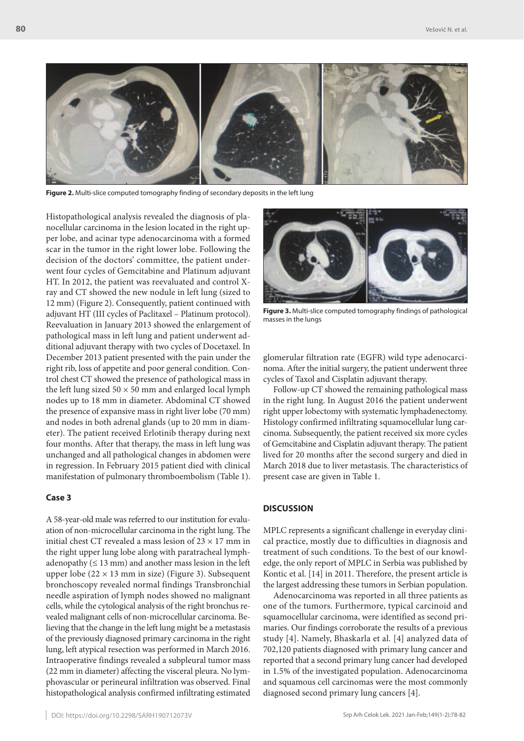Figure 2. Multi-slice computed tomography finding of secondary deposits in the left lung

Histopathological analysis revealed the diagnosis of planocellular carcinoma in the lesion located in the right upper lobe, and acinar type adenocarcinoma with a formed scar in the tumor in the right lower lobe. Following the decision of the doctors' committee, the patient underwent four cycles of Gemcitabine and Platinum adjuvant HT. In 2012, the patient was reevaluated and control X-ray and CT showed the new nodule in left lung (sized to 12 mm) (Figure 2). Consequently, patient continued with adjuvant HT (III cycles of Paclitaxel – Platinum protocol). Reevaluation in January 2013 showed the enlargement of pathological mass in left lung and patient underwent additional adjuvant therapy with two cycles of Docetaxel. In December 2013 patient presented with the pain under the right rib, loss of appetite and poor general condition. Control chest CT showed the presence of pathological mass in the left lung sized 50 × 50 mm and enlarged local lymph nodes up to 18 mm in diameter. Abdominal CT showed the presence of expansive mass in right liver lobe (70 mm) and nodes in both adrenal glands (up to 20 mm in diameter). The patient received Erlotinib therapy during next four months. After that therapy, the mass in left lung was unchanged and all pathological changes in abdomen were in regression. In February 2015 patient died with clinical manifestation of pulmonary thromboembolism (Table 1).

### Case 3

A 58-year-old male was referred to our institution for evaluation of non-microcellular carcinoma in the right lung. The initial chest CT revealed a mass lesion of 23 × 17 mm in the right upper lung lobe along with paratracheal lymphadenopathy (≤ 13 mm) and another mass lesion in the left upper lobe (22 × 13 mm in size) (Figure 3). Subsequent bronchoscopy revealed normal findings Transbronchial needle aspiration of lymph nodes showed no malignant cells, while the cytological analysis of the right bronchus revealed malignant cells of non-microcellular carcinoma. Believing that the change in the left lung might be a metastasis of the previously diagnosed primary carcinoma in the right lung, left atypical resection was performed in March 2016. Intraoperative findings revealed a subpleural tumor mass (22 mm in diameter) affecting the visceral pleura. No lymphovascular or perineural infiltration was observed. Final histopathological analysis confirmed infiltrating estimated glomerular filtration rate (EGFR) wild type adenocarcinoma. After the initial surgery, the patient underwent three cycles of Taxol and Cisplatin adjuvant therapy.

Figure 3. Multi-slice computed tomography findings of pathological masses in the lungs

Follow-up CT showed the remaining pathological mass in the right lung. In August 2016 the patient underwent right upper lobectomy with systematic lymphadenectomy. Histology confirmed infiltrating squamocellular lung carcinoma. Subsequently, the patient received six more cycles of Gemcitabine and Cisplatin adjuvant therapy. The patient lived for 20 months after the second surgery and died in March 2018 due to liver metastasis. The characteristics of present case are given in Table 1.

## DISCUSSION

MPLC represents a significant challenge in everyday clinical practice, mostly due to difficulties in diagnosis and treatment of such conditions. To the best of our knowledge, the only report of MPLC in Serbia was published by Kontic et al. [14] in 2011. Therefore, the present article is the largest addressing these tumors in Serbian population.

Adenocarcinoma was reported in all three patients as one of the tumors. Furthermore, typical carcinoid and squamocellular carcinoma, were identified as second primaries. Our findings corroborate the results of a previous study [4]. Namely, Bhaskarla et al. [4] analyzed data of 702,120 patients diagnosed with primary lung cancer and reported that a second primary lung cancer had developed in 1.5% of the investigated population. Adenocarcinoma and squamous cell carcinomas were the most commonly diagnosed second primary lung cancers [4].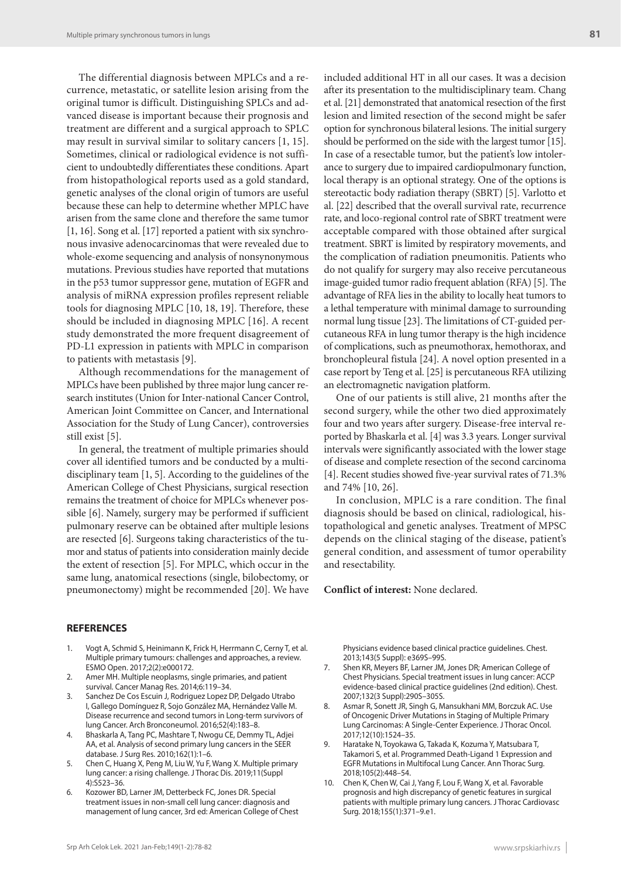The differential diagnosis between MPLCs and a recurrence, metastatic, or satellite lesion arising from the original tumor is difficult. Distinguishing SPLCs and advanced disease is important because their prognosis and treatment are different and a surgical approach to SPLC may result in survival similar to solitary cancers [1, 15]. Sometimes, clinical or radiological evidence is not sufficient to undoubtedly differentiates these conditions. Apart from histopathological reports used as a gold standard, genetic analyses of the clonal origin of tumors are useful because these can help to determine whether MPLC have arisen from the same clone and therefore the same tumor [1, 16]. Song et al. [17] reported a patient with six synchronous invasive adenocarcinomas that were revealed due to whole-exome sequencing and analysis of nonsynonymous mutations. Previous studies have reported that mutations in the p53 tumor suppressor gene, mutation of EGFR and analysis of miRNA expression profiles represent reliable tools for diagnosing MPLC [10, 18, 19]. Therefore, these should be included in diagnosing MPLC [16]. A recent study demonstrated the more frequent disagreement of PD-L1 expression in patients with MPLC in comparison to patients with metastasis [9].

Although recommendations for the management of MPLCs have been published by three major lung cancer research institutes (Union for Inter-national Cancer Control, American Joint Committee on Cancer, and International Association for the Study of Lung Cancer), controversies still exist [5].

In general, the treatment of multiple primaries should cover all identified tumors and be conducted by a multidisciplinary team [1, 5]. According to the guidelines of the American College of Chest Physicians, surgical resection remains the treatment of choice for MPLCs whenever possible [6]. Namely, surgery may be performed if sufficient pulmonary reserve can be obtained after multiple lesions are resected [6]. Surgeons taking characteristics of the tumor and status of patients into consideration mainly decide the extent of resection [5]. For MPLC, which occur in the same lung, anatomical resections (single, bilobectomy, or pneumonectomy) might be recommended [20]. We have included additional HT in all our cases. It was a decision after its presentation to the multidisciplinary team. Chang et al. [21] demonstrated that anatomical resection of the first lesion and limited resection of the second might be safer option for synchronous bilateral lesions. The initial surgery should be performed on the side with the largest tumor [15]. In case of a resectable tumor, but the patient's low intolerance to surgery due to impaired cardiopulmonary function, local therapy is an optional strategy. One of the options is stereotactic body radiation therapy (SBRT) [5]. Varlotto et al. [22] described that the overall survival rate, recurrence rate, and loco-regional control rate of SBRT treatment were acceptable compared with those obtained after surgical treatment. SBRT is limited by respiratory movements, and the complication of radiation pneumonitis. Patients who do not qualify for surgery may also receive percutaneous image-guided tumor radio frequent ablation (RFA) [5]. The advantage of RFA lies in the ability to locally heat tumors to a lethal temperature with minimal damage to surrounding normal lung tissue [23]. The limitations of CT-guided percutaneous RFA in lung tumor therapy is the high incidence of complications, such as pneumothorax, hemothorax, and bronchopleural fistula [24]. A novel option presented in a case report by Teng et al. [25] is percutaneous RFA utilizing an electromagnetic navigation platform.

One of our patients is still alive, 21 months after the second surgery, while the other two died approximately four and two years after surgery. Disease-free interval reported by Bhaskarla et al. [4] was 3.3 years. Longer survival intervals were significantly associated with the lower stage of disease and complete resection of the second carcinoma [4]. Recent studies showed five-year survival rates of 71.3% and 74% [10, 26].

In conclusion, MPLC is a rare condition. The final diagnosis should be based on clinical, radiological, histopathological and genetic analyses. Treatment of MPSC depends on the clinical staging of the disease, patient's general condition, and assessment of tumor operability and resectability.

**Conflict of interest:** None declared.

## REFERENCES

1. Vogt A, Schmid S, Heinimann K, Frick H, Herrmann C, Cerny T, et al. Multiple primary tumours: challenges and approaches, a review. ESMO Open. 2017;2(2):e000172.
2. Amer MH. Multiple neoplasms, single primaries, and patient survival. Cancer Manag Res. 2014;6:119–34.
3. Sanchez De Cos Escuin J, Rodriguez Lopez DP, Delgado Utrabo I, Gallego Domínguez R, Sojo González MA, Hernández Valle M. Disease recurrence and second tumors in Long-term survivors of lung Cancer. Arch Bronconeumol. 2016;52(4):183–8.
4. Bhaskarla A, Tang PC, Mashtare T, Nwogu CE, Demmy TL, Adjei AA, et al. Analysis of second primary lung cancers in the SEER database. J Surg Res. 2010;162(1):1–6.
5. Chen C, Huang X, Peng M, Liu W, Yu F, Wang X. Multiple primary lung cancer: a rising challenge. J Thorac Dis. 2019;11(Suppl 4):S523–36.
6. Kozower BD, Larner JM, Detterbeck FC, Jones DR. Special treatment issues in non-small cell lung cancer: diagnosis and management of lung cancer, 3rd ed: American College of Chest Physicians evidence based clinical practice guidelines. Chest. 2013;143(5 Suppl): e369S–99S.
7. Shen KR, Meyers BF, Larner JM, Jones DR; American College of Chest Physicians. Special treatment issues in lung cancer: ACCP evidence-based clinical practice guidelines (2nd edition). Chest. 2007;132(3 Suppl):290S–305S.
8. Asmar R, Sonett JR, Singh G, Mansukhani MM, Borczuk AC. Use of Oncogenic Driver Mutations in Staging of Multiple Primary Lung Carcinomas: A Single-Center Experience. J Thorac Oncol. 2017;12(10):1524–35.
9. Haratake N, Toyokawa G, Takada K, Kozuma Y, Matsubara T, Takamori S, et al. Programmed Death-Ligand 1 Expression and EGFR Mutations in Multifocal Lung Cancer. Ann Thorac Surg. 2018;105(2):448–54.
10. Chen K, Chen W, Cai J, Yang F, Lou F, Wang X, et al. Favorable prognosis and high discrepancy of genetic features in surgical patients with multiple primary lung cancers. J Thorac Cardiovasc Surg. 2018;155(1):371–9.e1.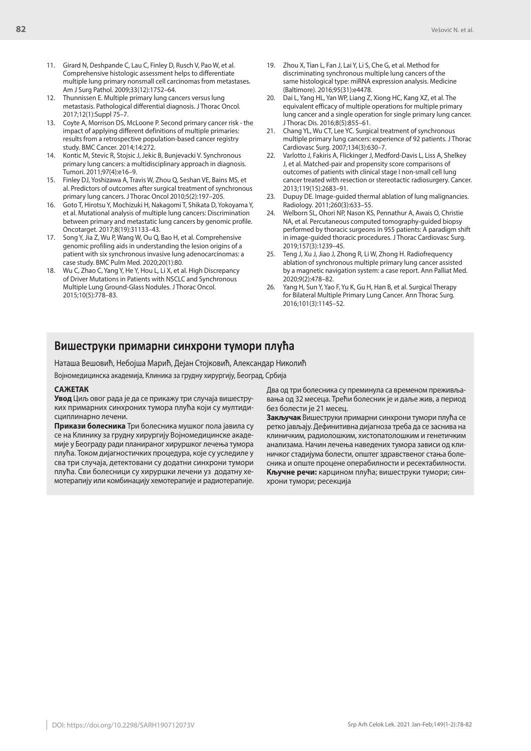11. Girard N, Deshpande C, Lau C, Finley D, Rusch V, Pao W, et al. Comprehensive histologic assessment helps to differentiate multiple lung primary nonsmall cell carcinomas from metastases. Am J Surg Pathol. 2009;33(12):1752–64.
12. Thunnissen E. Multiple primary lung cancers versus lung metastasis. Pathological differential diagnosis. J Thorac Oncol. 2017;12(1):Suppl 75–7.
13. Coyte A, Morrison DS, McLoone P. Second primary cancer risk - the impact of applying different definitions of multiple primaries: results from a retrospective population-based cancer registry study. BMC Cancer. 2014;14:272.
14. Kontic M, Stevic R, Stojsic J, Jekic B, Bunjevacki V. Synchronous primary lung cancers: a multidisciplinary approach in diagnosis. Tumori. 2011;97(4):e16–9.
15. Finley DJ, Yoshizawa A, Travis W, Zhou Q, Seshan VE, Bains MS, et al. Predictors of outcomes after surgical treatment of synchronous primary lung cancers. J Thorac Oncol 2010;5(2):197–205.
16. Goto T, Hirotsu Y, Mochizuki H, Nakagomi T, Shikata D, Yokoyama Y, et al. Mutational analysis of multiple lung cancers: Discrimination between primary and metastatic lung cancers by genomic profile. Oncotarget. 2017;8(19):31133–43.
17. Song Y, Jia Z, Wu P, Wang W, Ou Q, Bao H, et al. Comprehensive genomic profiling aids in understanding the lesion origins of a patient with six synchronous invasive lung adenocarcinomas: a case study. BMC Pulm Med. 2020;20(1):80.
18. Wu C, Zhao C, Yang Y, He Y, Hou L, Li X, et al. High Discrepancy of Driver Mutations in Patients with NSCLC and Synchronous Multiple Lung Ground-Glass Nodules. J Thorac Oncol. 2015;10(5):778–83.
19. Zhou X, Tian L, Fan J, Lai Y, Li S, Che G, et al. Method for discriminating synchronous multiple lung cancers of the same histological type: miRNA expression analysis. Medicine (Baltimore). 2016;95(31):e4478.
20. Dai L, Yang HL, Yan WP, Liang Z, Xiong HC, Kang XZ, et al. The equivalent efficacy of multiple operations for multiple primary lung cancer and a single operation for single primary lung cancer. J Thorac Dis. 2016;8(5):855–61.
21. Chang YL, Wu CT, Lee YC. Surgical treatment of synchronous multiple primary lung cancers: experience of 92 patients. J Thorac Cardiovasc Surg. 2007;134(3):630–7.
22. Varlotto J, Fakiris A, Flickinger J, Medford-Davis L, Liss A, Shelkey J, et al. Matched-pair and propensity score comparisons of outcomes of patients with clinical stage I non-small cell lung cancer treated with resection or stereotactic radiosurgery. Cancer. 2013;119(15):2683–91.
23. Dupuy DE. Image-guided thermal ablation of lung malignancies. Radiology. 2011;260(3):633–55.
24. Welborn SL, Ohori NP, Nason KS, Pennathur A, Awais O, Christie NA, et al. Percutaneous computed tomography-guided biopsy performed by thoracic surgeons in 955 patients: A paradigm shift in image-guided thoracic procedures. J Thorac Cardiovasc Surg. 2019;157(3):1239–45.
25. Teng J, Xu J, Jiao J, Zhong R, Li W, Zhong H. Radiofrequency ablation of synchronous multiple primary lung cancer assisted by a magnetic navigation system: a case report. Ann Palliat Med. 2020;9(2):478–82.
26. Yang H, Sun Y, Yao F, Yu K, Gu H, Han B, et al. Surgical Therapy for Bilateral Multiple Primary Lung Cancer. Ann Thorac Surg. 2016;101(3):1145–52.

## Вишеструки примарни синхрони тумори плућа

Наташа Вешовић, Небојша Марић, Дејан Стојковић, Александар Николић

Војномедицинска академија, Клиника за грудну хирургију, Београд, Србија

**САЖЕТАК**

**Увод** Циљ овог рада је да се прикажу три случаја вишеструких примарних синхроних тумора плућа који су мултидисциплинарно лечени.

**Прикази болесника** Три болесника мушког пола јавила су се на Клинику за грудну хирургију Војномедицинске академије у Београду ради планираног хируршког лечења тумора плућа. Током дијагностичких процедура, које су уследиле у сва три случаја, детектовани су додатни синхрони тумори плућа. Сви болесници су хируршки лечени уз додатну хемотерапију или комбинацију хемотерапије и радиотерапије. Два од три болесника су преминула са временом преживљавања од 32 месеца. Трећи болесник је и даље жив, а период без болести је 21 месец.

**Закључак** Вишеструки примарни синхрони тумори плућа се ретко јављају. Дефинитивна дијагноза треба да се заснива на клиничким, радиолошким, хистопатолошким и генетичким анализама. Начин лечења наведених тумора зависи од клиничког стадијума болести, општег здравственог стања болесника и опште процене операбилности и ресектабилности.

**Кључне речи:** карцином плућа; вишеструки тумори; синхрони тумори; ресекција